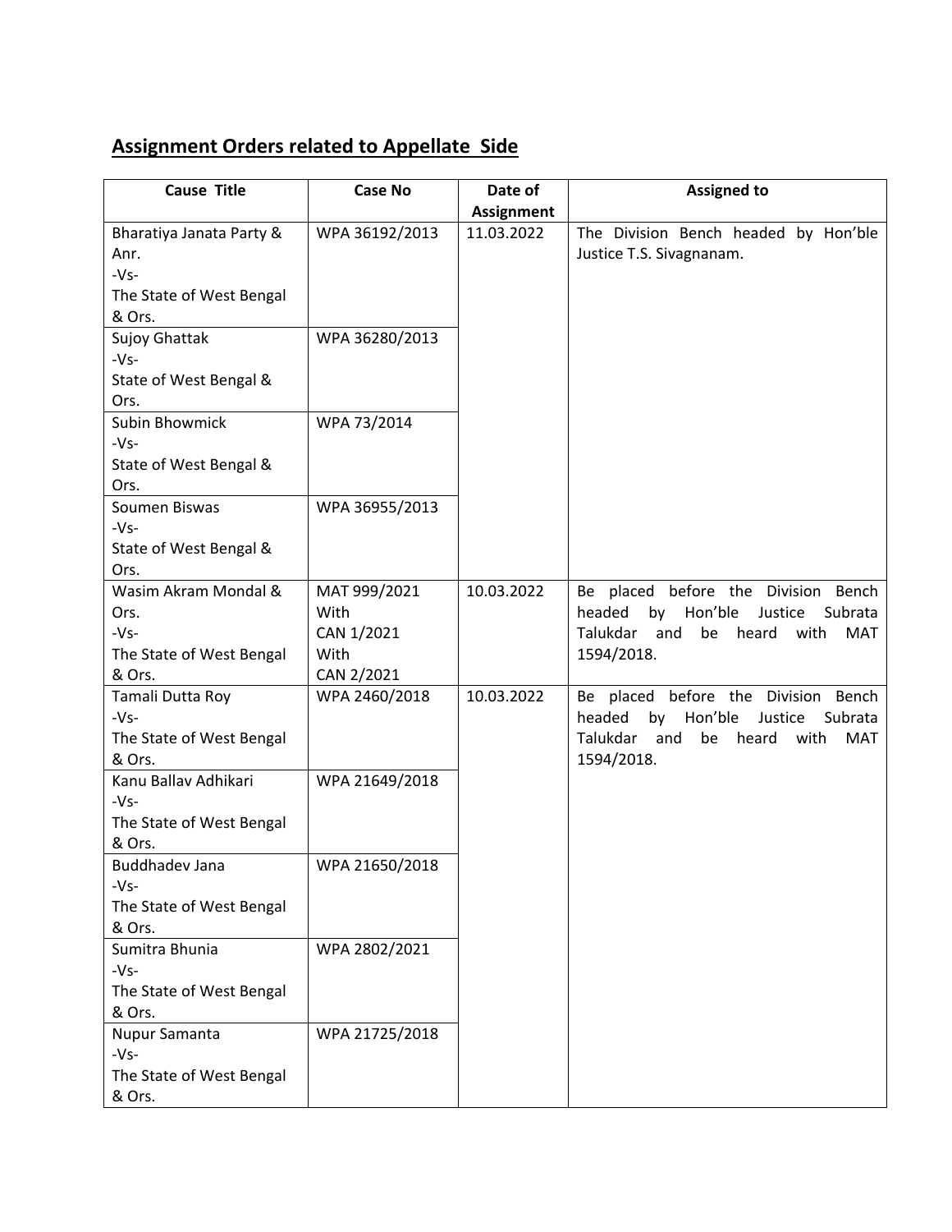## Assignment Orders related to Appellate Side

| Cause Title | Case No | Date of Assignment | Assigned to |
|---|---|---|---|
| Bharatiya Janata Party & Anr. -Vs- The State of West Bengal & Ors. | WPA 36192/2013 | 11.03.2022 | The Division Bench headed by Hon'ble Justice T.S. Sivagnanam. |
| Sujoy Ghattak -Vs- State of West Bengal & Ors. | WPA 36280/2013 | | |
| Subin Bhowmick -Vs- State of West Bengal & Ors. | WPA 73/2014 | | |
| Soumen Biswas -Vs- State of West Bengal & Ors. | WPA 36955/2013 | | |
| Wasim Akram Mondal & Ors. -Vs- The State of West Bengal & Ors. | MAT 999/2021 With CAN 1/2021 With CAN 2/2021 | 10.03.2022 | Be placed before the Division Bench headed by Hon'ble Justice Subrata Talukdar and be heard with MAT 1594/2018. |
| Tamali Dutta Roy -Vs- The State of West Bengal & Ors. | WPA 2460/2018 | 10.03.2022 | Be placed before the Division Bench headed by Hon'ble Justice Subrata Talukdar and be heard with MAT 1594/2018. |
| Kanu Ballav Adhikari -Vs- The State of West Bengal & Ors. | WPA 21649/2018 | | |
| Buddhadev Jana -Vs- The State of West Bengal & Ors. | WPA 21650/2018 | | |
| Sumitra Bhunia -Vs- The State of West Bengal & Ors. | WPA 2802/2021 | | |
| Nupur Samanta -Vs- The State of West Bengal & Ors. | WPA 21725/2018 | | |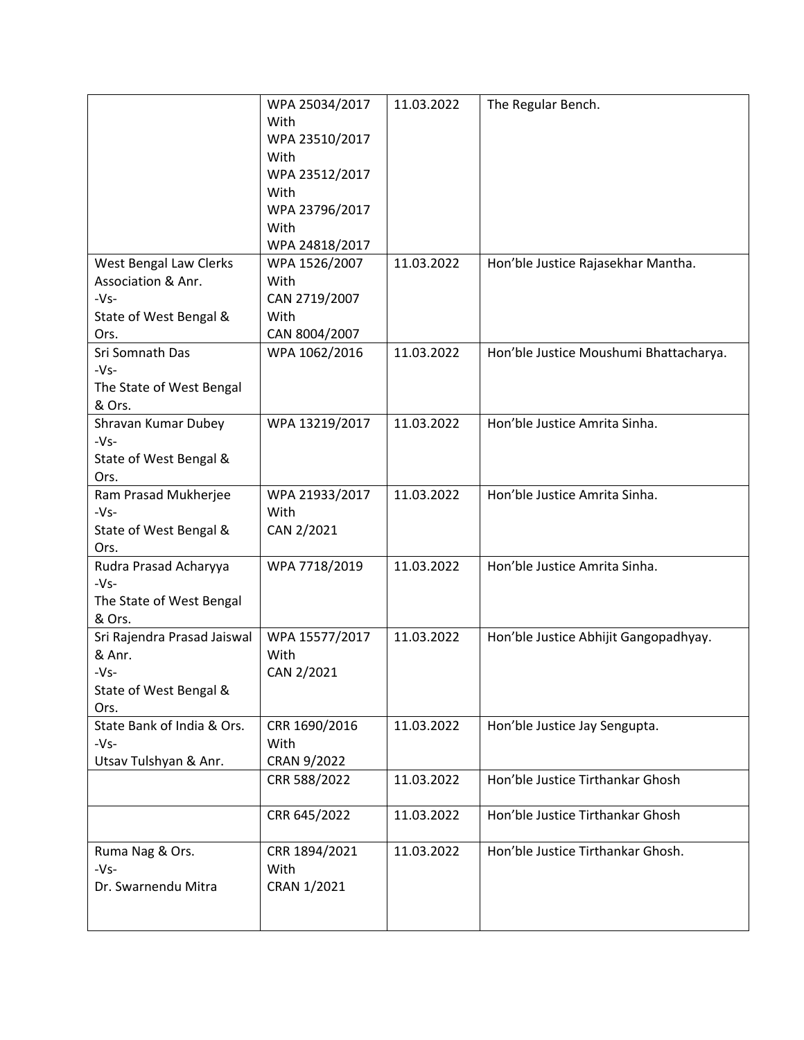| | | | |
|---|---|---|---|
| | WPA 25034/2017 With WPA 23510/2017 With WPA 23512/2017 With WPA 23796/2017 With WPA 24818/2017 | 11.03.2022 | The Regular Bench. |
| West Bengal Law Clerks Association & Anr. -Vs- State of West Bengal & Ors. | WPA 1526/2007 With CAN 2719/2007 With CAN 8004/2007 | 11.03.2022 | Hon'ble Justice Rajasekhar Mantha. |
| Sri Somnath Das -Vs- The State of West Bengal & Ors. | WPA 1062/2016 | 11.03.2022 | Hon'ble Justice Moushumi Bhattacharya. |
| Shravan Kumar Dubey -Vs- State of West Bengal & Ors. | WPA 13219/2017 | 11.03.2022 | Hon'ble Justice Amrita Sinha. |
| Ram Prasad Mukherjee -Vs- State of West Bengal & Ors. | WPA 21933/2017 With CAN 2/2021 | 11.03.2022 | Hon'ble Justice Amrita Sinha. |
| Rudra Prasad Acharyya -Vs- The State of West Bengal & Ors. | WPA 7718/2019 | 11.03.2022 | Hon'ble Justice Amrita Sinha. |
| Sri Rajendra Prasad Jaiswal & Anr. -Vs- State of West Bengal & Ors. | WPA 15577/2017 With CAN 2/2021 | 11.03.2022 | Hon'ble Justice Abhijit Gangopadhyay. |
| State Bank of India & Ors. -Vs- Utsav Tulshyan & Anr. | CRR 1690/2016 With CRAN 9/2022 | 11.03.2022 | Hon'ble Justice Jay Sengupta. |
| | CRR 588/2022 | 11.03.2022 | Hon'ble Justice Tirthankar Ghosh |
| | CRR 645/2022 | 11.03.2022 | Hon'ble Justice Tirthankar Ghosh |
| Ruma Nag & Ors. -Vs- Dr. Swarnendu Mitra | CRR 1894/2021 With CRAN 1/2021 | 11.03.2022 | Hon'ble Justice Tirthankar Ghosh. |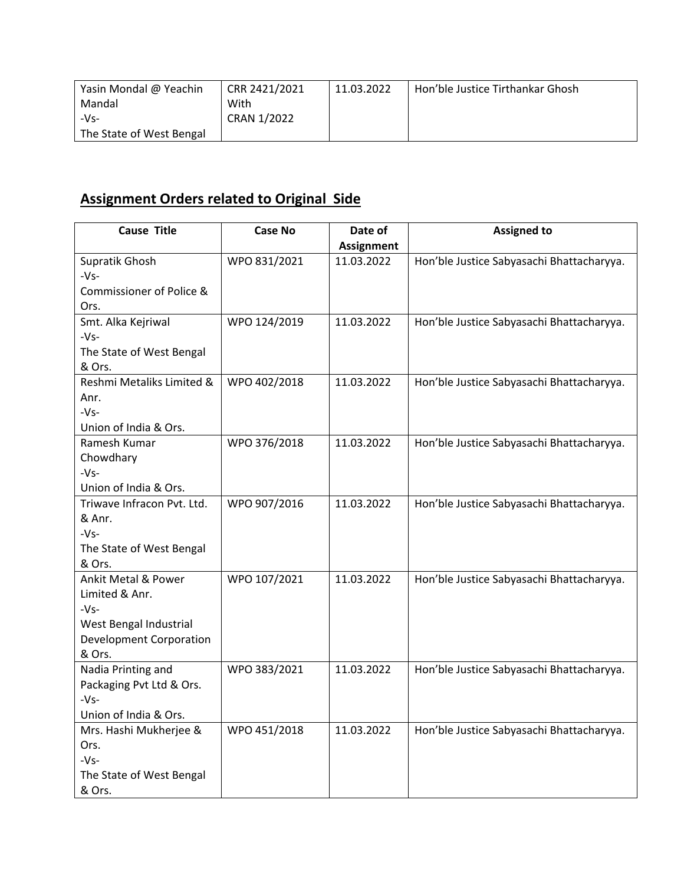| Yasin Mondal @ Yeachin Mandal<br>-Vs-<br>The State of West Bengal | CRR 2421/2021<br>With<br>CRAN 1/2022 | 11.03.2022 | Hon'ble Justice Tirthankar Ghosh |
|---|---|---|---|

## Assignment Orders related to Original Side

| Cause Title | Case No | Date of Assignment | Assigned to |
|---|---|---|---|
| Supratik Ghosh<br>-Vs-<br>Commissioner of Police & Ors. | WPO 831/2021 | 11.03.2022 | Hon'ble Justice Sabyasachi Bhattacharyya. |
| Smt. Alka Kejriwal<br>-Vs-<br>The State of West Bengal & Ors. | WPO 124/2019 | 11.03.2022 | Hon'ble Justice Sabyasachi Bhattacharyya. |
| Reshmi Metaliks Limited & Anr.<br>-Vs-<br>Union of India & Ors. | WPO 402/2018 | 11.03.2022 | Hon'ble Justice Sabyasachi Bhattacharyya. |
| Ramesh Kumar Chowdhary<br>-Vs-<br>Union of India & Ors. | WPO 376/2018 | 11.03.2022 | Hon'ble Justice Sabyasachi Bhattacharyya. |
| Triwave Infracon Pvt. Ltd. & Anr.<br>-Vs-<br>The State of West Bengal & Ors. | WPO 907/2016 | 11.03.2022 | Hon'ble Justice Sabyasachi Bhattacharyya. |
| Ankit Metal & Power Limited & Anr.<br>-Vs-<br>West Bengal Industrial Development Corporation & Ors. | WPO 107/2021 | 11.03.2022 | Hon'ble Justice Sabyasachi Bhattacharyya. |
| Nadia Printing and Packaging Pvt Ltd & Ors.<br>-Vs-<br>Union of India & Ors. | WPO 383/2021 | 11.03.2022 | Hon'ble Justice Sabyasachi Bhattacharyya. |
| Mrs. Hashi Mukherjee & Ors.<br>-Vs-<br>The State of West Bengal & Ors. | WPO 451/2018 | 11.03.2022 | Hon'ble Justice Sabyasachi Bhattacharyya. |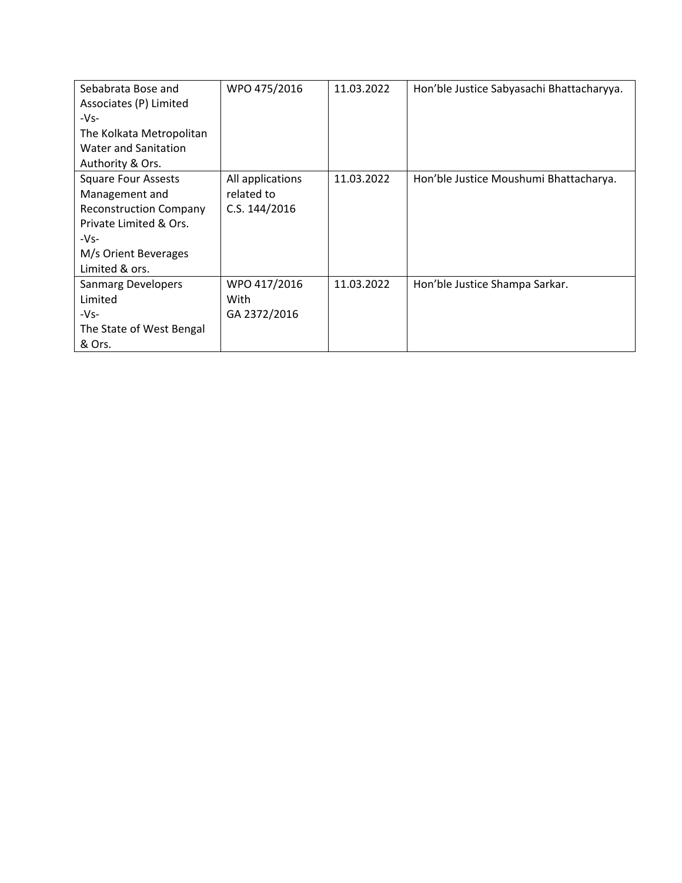| | | | |
|---|---|---|---|
| Sebabrata Bose and Associates (P) Limited -Vs- The Kolkata Metropolitan Water and Sanitation Authority & Ors. | WPO 475/2016 | 11.03.2022 | Hon'ble Justice Sabyasachi Bhattacharyya. |
| Square Four Assests Management and Reconstruction Company Private Limited & Ors. -Vs- M/s Orient Beverages Limited & ors. | All applications related to C.S. 144/2016 | 11.03.2022 | Hon'ble Justice Moushumi Bhattacharya. |
| Sanmarg Developers Limited -Vs- The State of West Bengal & Ors. | WPO 417/2016 With GA 2372/2016 | 11.03.2022 | Hon'ble Justice Shampa Sarkar. |